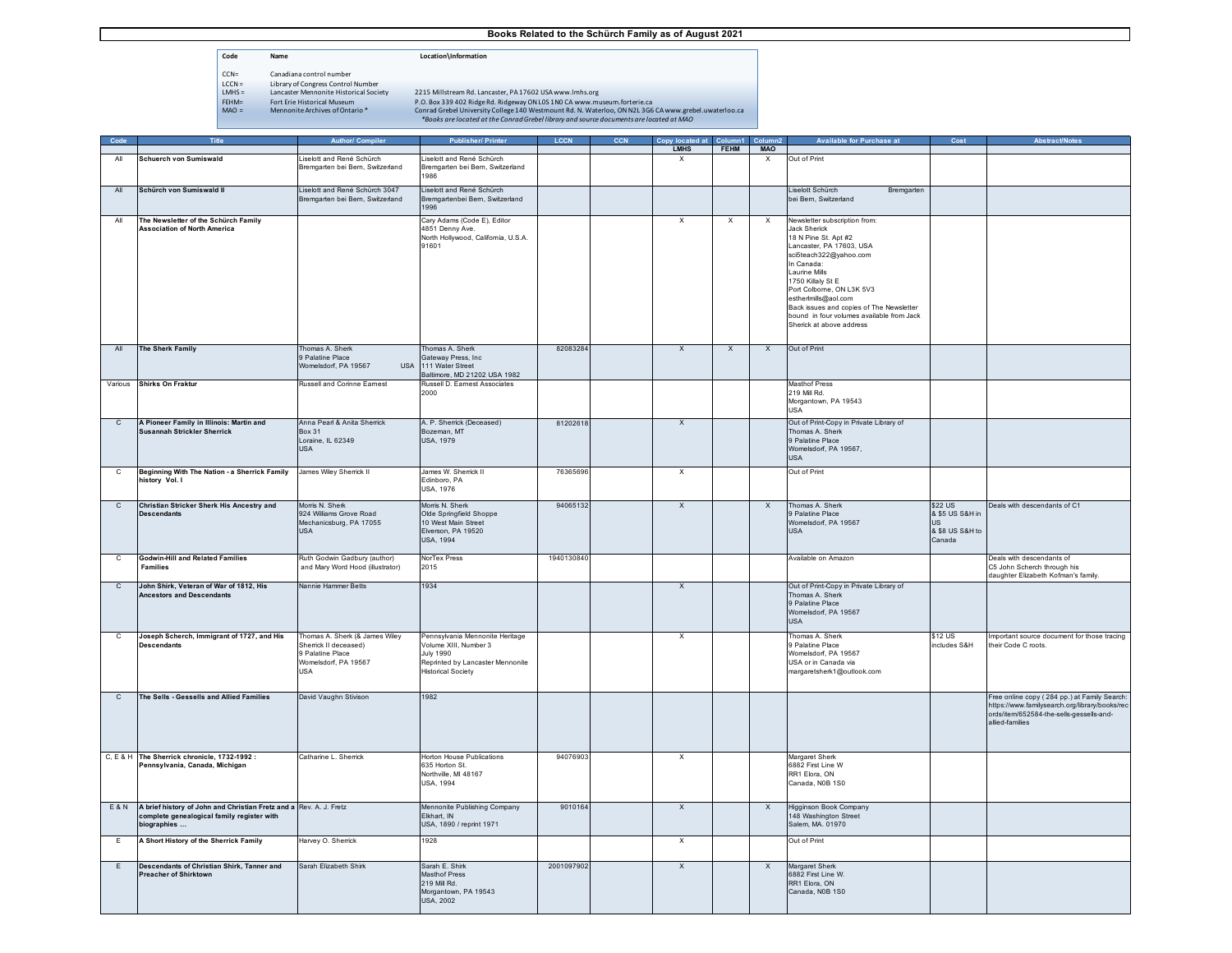# Books Related to the Schürch Family as of August 2021

| Code | Name | Location\Information |
|---|---|---|
| CCN= | Canadiana control number | |
| LCCN = | Library of Congress Control Number | |
| LMHS = | Lancaster Mennonite Historical Society | 2215 Millstream Rd. Lancaster, PA 17602 USA www.lmhs.org |
| FEHM= | Fort Erie Historical Museum | P.O. Box 339 402 Ridge Rd. Ridgeway ON L0S 1N0 CA www.museum.forterie.ca |
| MAO = | Mennonite Archives of Ontario * | Conrad Grebel University College 140 Westmount Rd. N. Waterloo, ON N2L 3G6 CA www.grebel.uwaterloo.ca |

*Books are located at the Conrad Grebel library and source documents are located at MAO

| Code | Title | Author/ Compiler | Publisher/ Printer | LCCN | CCN | Copy located at LMHS | Column1 FEHM | Column2 MAO | Available for Purchase at | Cost | Abstract/Notes |
|---|---|---|---|---|---|---|---|---|---|---|---|
| All | **Schuerch von Sumiswald** | Liselott and René Schürch Bremgarten bei Bern, Switzerland | Liselott and René Schürch Bremgarten bei Bern, Switzerland 1986 | | | X | | X | Out of Print | | |
| All | **Schürch von Sumiswald II** | Liselott and René Schürch 3047 Bremgarten bei Bern, Switzerland | Liselott and René Schürch Bremgartenbei Bern, Switzerland 1996 | | | | | | Liselott Schürch Bremgarten bei Bern, Switzerland | | |
| All | **The Newsletter of the Schürch Family Association of North America** | | Cary Adams (Code E), Editor 4851 Denny Ave. North Hollywood, California, U.S.A. 91601 | | | X | X | X | Newsletter subscription from: Jack Sherick 18 N Pine St. Apt #2 Lancaster, PA 17603, USA sci5teach322@yahoo.com In Canada: Laurine Mills 1750 Killaly St E Port Colborne, ON L3K 5V3 esthertmills@aol.com Back issues and copies of The Newsletter bound in four volumes available from Jack Sherick at above address | | |
| All | **The Sherk Family** | Thomas A. Sherk 9 Palatine Place Womelsdorf, PA 19567 USA | Thomas A. Sherk Gateway Press, Inc 111 Water Street Baltimore, MD 21202 USA 1982 | 82083284 | | X | X | X | Out of Print | | |
| Various | **Shirks On Fraktur** | Russell and Corinne Earnest | Russell D. Earnest Associates 2000 | | | | | | Masthof Press 219 Mill Rd. Morgantown, PA 19543 USA | | |
| C | **A Pioneer Family in Illinois: Martin and Susannah Strickler Sherrick** | Anna Pearl & Anita Sherrick Box 31 Loraine, IL 62349 USA | A. P. Sherrick (Deceased) Bozeman, MT USA, 1979 | 81202618 | | X | | | Out of Print-Copy in Private Library of Thomas A. Sherk 9 Palatine Place Womelsdorf, PA 19567, USA | | |
| C | **Beginning With The Nation - a Sherrick Family history Vol. I** | James Wiley Sherrick II | James W. Sherrick II Edinboro, PA USA, 1976 | 76365696 | | X | | | Out of Print | | |
| C | **Christian Stricker Sherk His Ancestry and Descendants** | Morris N. Sherk 924 Williams Grove Road Mechanicsburg, PA 17055 USA | Morris N. Sherk Olde Springfield Shoppe 10 West Main Street Elverson, PA 19520 USA, 1994 | 94065132 | | X | | X | Thomas A. Sherk 9 Palatine Place Womelsdorf, PA 19567 USA | $22 US & $5 US S&H in US & $8 US S&H to Canada | Deals with descendants of C1 |
| C | **Godwin-Hill and Related Families** | Ruth Godwin Gadbury (author) and Mary Word Hood (illustrator) | NorTex Press 2015 | 1940130840 | | | | | Available on Amazon | | Deals with descendants of C5 John Scherch through his daughter Elizabeth Kofman's family. |
| C | **John Shirk, Veteran of War of 1812, His Ancestors and Descendants** | Nannie Hammer Betts | 1934 | | | X | | | Out of Print-Copy in Private Library of Thomas A. Sherk 9 Palatine Place Womelsdorf, PA 19567 USA | | |
| C | **Joseph Scherch, Immigrant of 1727, and His Descendants** | Thomas A. Sherk (& James Wiley Sherrick II deceased) 9 Palatine Place Womelsdorf, PA 19567 USA | Pennsylvania Mennonite Heritage Volume XIII, Number 3 July 1990 Reprinted by Lancaster Mennonite Historical Society | | | X | | | Thomas A. Sherk 9 Palatine Place Womelsdorf, PA 19567 USA or in Canada via margaretsherk1@outlook.com | $12 US includes S&H | Important source document for those tracing their Code C roots. |
| C | **The Sells - Gessells and Allied Families** | David Vaughn Stivison | 1982 | | | | | | | | Free online copy ( 284 pp.) at Family Search: https://www.familysearch.org/library/books/records/item/652584-the-sells-gessells-and-allied-families |
| C, E & H | **The Sherrick chronicle, 1732-1992 : Pennsylvania, Canada, Michigan** | Catharine L. Sherrick | Horton House Publications 635 Horton St. Northville, MI 48167 USA, 1994 | 94076903 | | X | | | Margaret Sherk 6882 First Line W RR1 Elora, ON Canada, N0B 1S0 | | |
| E & N | **A brief history of John and Christian Fretz and a complete genealogical family register with biographies ...** | Rev. A. J. Fretz | Mennonite Publishing Company Elkhart, IN USA, 1890 / reprint 1971 | 9010164 | | X | | X | Higginson Book Company 148 Washington Street Salem, MA. 01970 | | |
| E | **A Short History of the Sherrick Family** | Harvey O. Sherrick | 1928 | | | X | | | Out of Print | | |
| E | **Descendants of Christian Shirk, Tanner and Preacher of Shirktown** | Sarah Elizabeth Shirk | Sarah E. Shirk Masthof Press 219 Mill Rd. Morgantown, PA 19543 USA, 2002 | 2001097902 | | X | | X | Margaret Sherk 6882 First Line W. RR1 Elora, ON Canada, N0B 1S0 | | |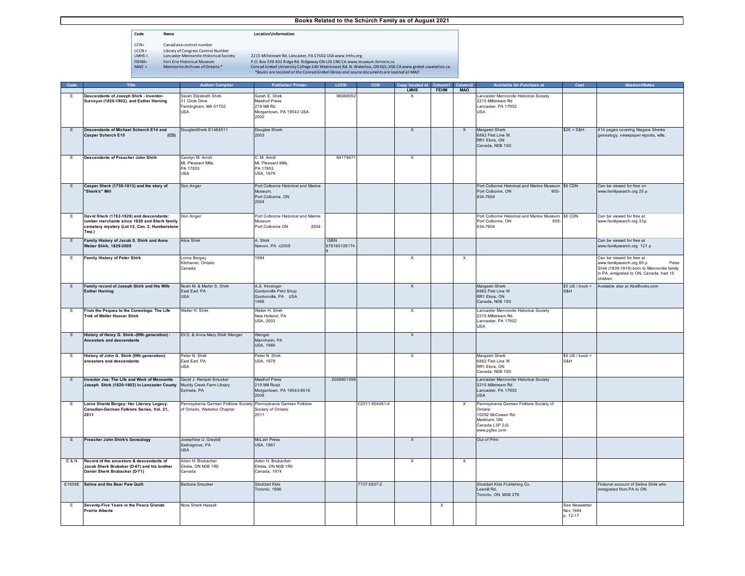# Books Related to the Schürch Family as of August 2021

| Code | Name | Location\Information |
|---|---|---|
| CCN= | Canadiana control number | |
| LCCN = | Library of Congress Control Number | |
| LMHS = | Lancaster Mennonite Historical Society | 2215 Millstream Rd. Lancaster, PA 17602 USA www.lmhs.org |
| FEHM= | Fort Erie Historical Museum | P.O. Box 339 402 Ridge Rd. Ridgeway ON L0S 1N0 CA www.museum.forterie.ca |
| MAO = | Mennonite Archives of Ontario * | Conrad Grebel University College 140 Westmount Rd. N. Waterloo, ON N2L 3G6 CA www.grebel.uwaterloo.ca<br>*Books are located at the Conrad Grebel library and source documents are located at MAO |

| Code | Title | Author/ Compiler | Publisher/ Printer | LCCN | CCN | Copy located at LMHS | Column1 FEHM | Column2 MAO | Available for Purchase at | Cost | Abstract/Notes |
|---|---|---|---|---|---|---|---|---|---|---|---|
| E | **Descendants of Joseph Shirk - Inventor-Surveyor (1820-1902), and Esther Horning** | Sarah Elizabeth Shirk<br>31 Circle Drive<br>Farmingham, MA 01702<br>USA | Sarah E. Shirk<br>Masthof Press<br>219 Mill Rd.<br>Morgantown, PA 19543 USA<br>2002 | 98066052 | | X | | | Lancaster Mennonite Historical Society<br>2215 Millstream Rd<br>Lancaster, PA 17602<br>USA | | |
| E | **Descendants of Michael Scherch E14 and Casper Scherch E15 (CD)** | DouglasSherk E1484511 | Douglas Sherk<br>2003 | | | X | | X | Margaret Sherk<br>6882 First Line W.<br>RR1 Elora, ON<br>Canada, N0B 1S0 | $20 + S&H | 414 pages covering Niagara Sherks genealogy, newspaper reports, wills. |
| E | **Descendants of Preacher John Shirk** | Carolyn M. Arndt<br>Mt. Pleasant Mills,<br>PA 17853<br>USA | C. M. Arndt<br>Mt. Pleasant Mills,<br>PA 17853<br>USA, 1979 | 84179671 | | X | | | | | |
| E | **Casper Sherk (1750-1813) and the story of "Sherk's" Mill** | Don Anger | Port Colborne Historical and Marine Museum,<br>Port Colborne, ON<br>2004 | | | | | | Port Colborne Historical and Marine Museum<br>Port Colborne, ON 905-834-7604 | $6 CDN | Can be viewed for free on www.familysearch.org 25 p. |
| E | **David Sherk (1782-1828) and descendants: lumber merchants since 1820 and Sherk family cemetery mystery (Lot 12, Con. 2, Humberstone Twp.)** | Don Anger | Port Colborne Historical and Marine Museum<br>Port Colborne ON 2004 | | | | | | Port Colborne Historical and Marine Museum<br>Port Colborne, ON 905-834-7604 | $6 CDN | Can be viewed for free at www.familysearch.org 33p. |
| E | **Family History of Jacob S. Shirk and Anna Weber Shirk, 1829-2009** | Alice Shirk | A. Shirk<br>Narvon, PA c2009 | ISBN 9781601261748 | | | | | | | Can be viewed for free at www.familysearch.org 121 p |
| E | **Family History of Peter Shirk** | Lorna Bergey<br>Kitchener, Ontario<br>Canada | 1984 | | | X | | X | | | Can be viewed for free at www.familysearch.org 80 p. Peter Shirk (1839-1919) born to Mennonite family in PA, emigrated to ON, Canada, had 15 children. |
| E | **Family record of Joseph Shirk and His Wife Esther Horning** | Noah M. & Martin S. Shirk<br>East Earl, PA<br>USA | A.S. Kinsinger<br>Gordonville Print Shop<br>Gordonville, PA USA<br>1966 | | | X | | | Margaret Sherk<br>6882 First Line W<br>RR1 Elora, ON<br>Canada, N0B 1S0 | $5 US / book + S&H | Available also at AbeBooks.com |
| E | **From the Pequea to the Conestoga: The Life Trek of Walter Hoover Shirk** | Walter H. Shirk | Walter H. Shirk<br>New Holland, PA<br>USA, 2003 | | | X | | | Lancaster Mennonite Historical Society<br>2215 Millstream Rd.<br>Lancaster, PA 17602<br>USA | | |
| E | **History of Henry G. Shirk--(fifth generation) : Ancestors and descendants** | Eli D. & Anna Mary Shirk Wenger | Wenger<br>Mannheim, PA<br>USA, 1966 | | | X | | | | | |
| E | **History of John G. Shirk (fifth generation): ancestors and descendants** | Peter N. Shirk<br>East Earl, PA<br>USA | Peter N. Shirk<br>USA, 1979 | | | X | | | Margaret Sherk<br>6882 First Line W<br>RR1 Elora, ON<br>Canada, N0B 1S0 | $5 US / book + S&H | |
| E | **Inventor Joe: The Life and Work of Mennonite Joseph Shirk (1820-1902) in Lancaster County** | David J. Rempel Smucker<br>Muddy Creek Farm Library<br>Ephrata, PA | Masthof Press<br>219 Mill Road<br>Morgantown, PA 19543-9516<br>2008 | 2008901098 | | X | | | Lancaster Mennonite Historical Society<br>2215 Millstream Rd.<br>Lancaster, PA 17602<br>USA | | |
| E | **Lorna Shantz Bergey: Her Literary Legacy. Canadian-German Folklore Series, Vol. 21, 2011** | Pennsylvania German Folklore Society of Ontario, Waterloo Chapter | Pennsylvania German Folklore Society of Ontario<br>2011 | | C2011-904261-4 | | | X | Pennsylvania German Folklore Society of Ontario<br>10292 McCowan Rd.<br>Markham, ON<br>Canada L3P 2J3<br>www.pgfso.com | | |
| E | **Preacher John Shirk's Genealogy** | Josephine U. Graybill<br>Selinsgrove, PA<br>USA | McLain Press<br>USA, 1961 | | | X | | | Out of Print | | |
| E & N | **Record of the ancestors & descendants of Jacob Sherk Brubaker (D-67) and his brother Daniel Sherk Brubacker (D-71)** | Aden H. Brubacher<br>Elmira, ON N0B 1R0<br>Canada | Aden H. Brubacher<br>Elmira, ON N0B 1R0<br>Canada, 1974 | | | X | | X | | | |
| E1658E | **Selina and the Bear Paw Quilt** | Barbara Smucker | Stoddart Kids<br>Toronto, 1996 | | 7737-5837-2 | | | | Stoddart Kids Publishing Co.<br>Lesmill Rd,<br>Toronto, ON, M3B 2T6 | | Fictional account of Selina Shirk who immigrated from PA to ON. |
| E | **Seventy-Five Years in the Peace Grande Prairie Alberta** | Nora Sherk Hassall | | | | | X | | | See Newsletter Nov 1984 p. 12-17 | |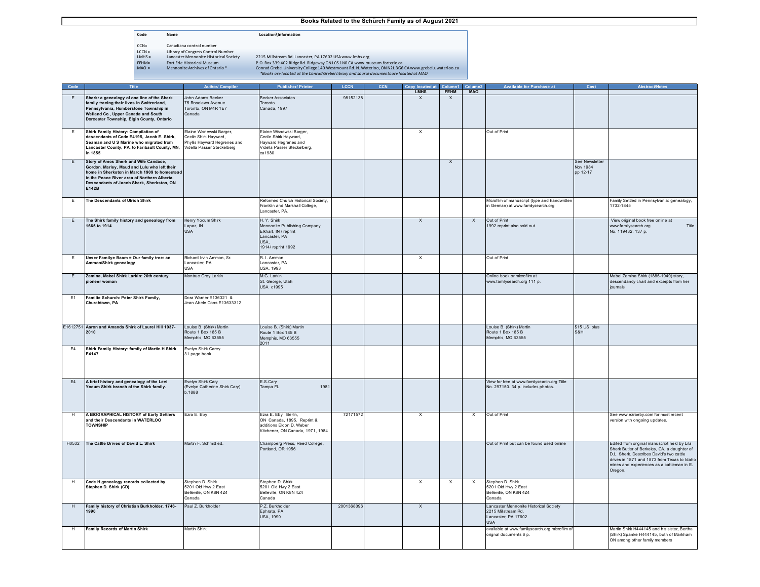# Books Related to the Schürch Family as of August 2021

| Code | Name | Location\Information |
|---|---|---|
| CCN= | Canadiana control number | |
| LCCN = | Library of Congress Control Number | |
| LMHS = | Lancaster Mennonite Historical Society | 2215 Millstream Rd. Lancaster, PA 17602 USA www.lmhs.org |
| FEHM= | Fort Erie Historical Museum | P.O. Box 339 402 Ridge Rd. Ridgeway ON L0S 1N0 CA www.museum.forterie.ca |
| MAO = | Mennonite Archives of Ontario * | Conrad Grebel University College 140 Westmount Rd. N. Waterloo, ON N2L 3G6 CA www.grebel.uwaterloo.ca |
| | | *Books are located at the Conrad Grebel library and source documents are located at MAO |

| Code | Title | Author/ Compiler | Publisher/ Printer | LCCN | CCN | Copy located at | Column1 | Column2 | Available for Purchase at | Cost | Abstract/Notes |
|---|---|---|---|---|---|---|---|---|---|---|---|
| | | | | | | LMHS | FEHM | MAO | | | |
| E | **Sherk: a genealogy of one line of the Sherk family tracing their lives in Switzerland, Pennsylvania, Humberstone Township in Welland Co., Upper Canada and South Dorcester Township, Elgin County, Ontario** | John Adams Becker 75 Roselawn Avenue Toronto, ON M4R 1E7 Canada | Becker Associates Toronto Canada, 1997 | 98152138 | | X | X | | | | |
| E | **Shirk Family History: Compilation of descendants of Code E4195, Jacob E. Shirk, Seaman and U S Marine who migrated from Lancaster County, PA, to Faribault County, MN, in 1855** | Elaine Wisnewski Barger, Cecile Shirk Hayward, Phyllis Hayward Hegrenes and Videlia Passer Steckelberg | Elaine Wisnewski Barger, Cecile Shirk Hayward, Hayward Hegrenes and Videlia Passer Steckelberg, ca1980 | | | X | | | Out of Print | | |
| E | **Story of Amos Sherk and Wife Candace, Gordon, Marley, Maud and Lulu who left their home in Sherkston in March 1909 to homestead in the Peace River area of Northern Alberta. Descendants of Jacob Sherk, Sherkston, ON E142B** | | | | | | X | | | See Newsletter Nov 1984 pp 12-17 | |
| E | **The Descendants of Ulrich Shirk** | | Reformed Church Historical Society, Franklin and Marshall College, Lancaster, PA. | | | | | | Microfilm of manuscript (type and handwritten in German) at www.familysearch.org | | Family Settled in Pennsylvania: genealogy, 1732-1845 |
| E | **The Shirk family history and genealogy from 1665 to 1914** | Henry Yocum Shirk Lapaz, IN USA | H. Y. Shirk Mennonite Publishing Company Elkhart, IN / reprint Lancaster, PA USA, 1914/ reprint 1992 | | | X | | X | Out of Print 1992 reprint also sold out. | | View original book free online at www.familysearch.org Title No. 119432. 137 p. |
| E | **Unser Familye Baam = Our family tree: an Ammon/Shirk genealogy** | Richard Irvin Ammon, Sr. Lancaster, PA USA | R. I. Ammon Lancaster, PA USA, 1993 | | | X | | | Out of Print | | |
| E | **Zamina, Mabel Shirk Larkin: 20th century pioneer woman** | Montrue Grey Larkin | M.G. Larkin St. George, Utah USA c1995 | | | | | | Online book or microfilm at www.familysearch.org 111 p. | | Mabel Zamina Shirk (1886-1949) story, descendancy chart and excerpts from her journals |
| E1 | **Familie Schurch: Peter Shirk Family, Churchtown, PA** | Dora Warner E136321 & Jean Abele Cons E13633312 | | | | | | | | | |
| E1612751 | **Aaron and Amanda Shirk of Laurel Hill 1937-2010** | Louise B. (Shirk) Martin Route 1 Box 185 B Memphis, MO 63555 | Louise B. (Shirk) Martin Route 1 Box 185 B Memphis, MO 63555 2011 | | | | | | Louise B. (Shirk) Martin Route 1 Box 185 B Memphis, MO 63555 | $15 US plus S&H | |
| E4 | **Shirk Family History: family of Martin H Shirk E4147** | Evelyn Shirk Carey 31 page book | | | | | | | | | |
| E4 | **A brief history and genealogy of the Levi Yocum Shirk branch of the Shirk family.** | Evelyn Shirk Cary (Evelyn Catherine Shirk Cary) b.1888 | E.S.Cary Tampa FL 1981 | | | | | | View for free at www.familysearch.org Title No. 297150. 34 p. includes photos. | | |
| H | **A BIOGRAPHICAL HISTORY of Early Settlers and their Descendants in WATERLOO TOWNSHIP** | Ezra E. Eby | Ezra E. Eby Berlin, ON Canada, 1895. Reprint & additions Eldon D. Weber Kitchener, ON Canada, 1971, 1984 | 72171572 | | X | | X | Out of Print | | See www.ezraeby.com for most recent version with ongoing updates. |
| H0532 | **The Cattle Drives of David L. Shirk** | Martin F. Schmitt ed. | Champoerg Press, Reed College, Portland, OR 1956 | | | | | | Out of Print but can be found used online | | Edited from original manuscript held by Lila Sherk Butler of Berkeley, CA, a daughter of D.L. Sherk. Describes David's two cattle drives in 1871 and 1873 from Texas to Idaho mines and experiences as a cattleman in E. Oregon. |
| H | **Code H genealogy records collected by Stephen D. Shirk (CD)** | Stephen D. Shirk 5201 Old Hwy 2 East Belleville, ON K8N 4Z4 Canada | Stephen D. Shirk 5201 Old Hwy 2 East Belleville, ON K8N 4Z4 Canada | | | X | X | X | Stephen D. Shirk 5201 Old Hwy 2 East Belleville, ON K8N 4Z4 Canada | | |
| H | **Family history of Christian Burkholder, 1746-1990** | Paul Z. Burkholder | P.Z. Burkholder Ephrata, PA USA, 1990 | 2001368096 | | X | | | Lancaster Mennonite Historical Society 2215 Millstream Rd. Lancaster, PA 17602 USA | | |
| H | **Family Records of Martin Shirk** | Martin Shirk | | | | | | | available at www.familysearch.org microfilm of orignal documents 6 p. | | Martin Shirk H444145 and his sister, Bertha (Shirk) Spanke H444145, both of Markham ON among other family members |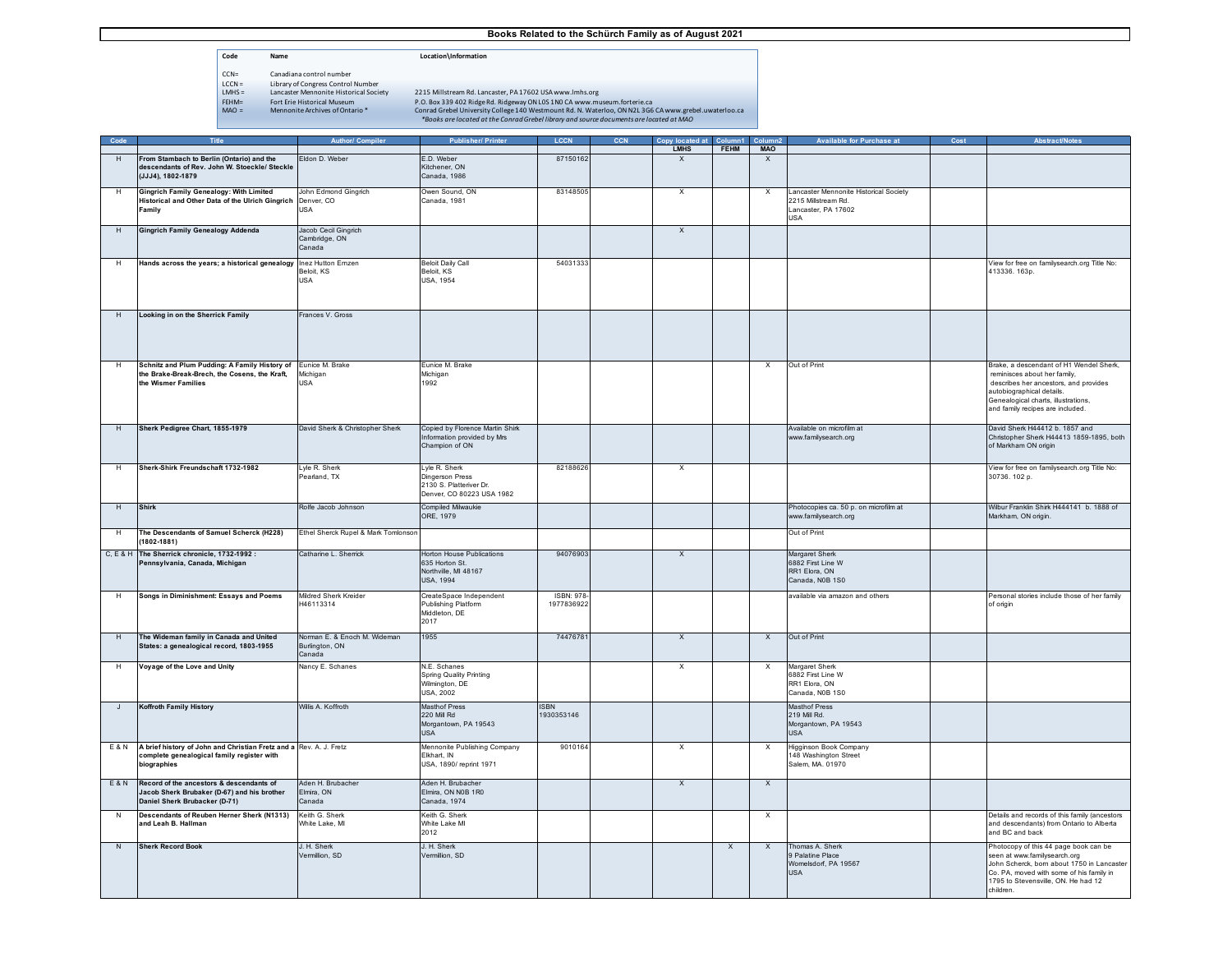# Books Related to the Schürch Family as of August 2021

| Code | Name | Location\Information |
|---|---|---|
| CCN= | Canadiana control number | |
| LCCN = | Library of Congress Control Number | |
| LMHS = | Lancaster Mennonite Historical Society | 2215 Millstream Rd. Lancaster, PA 17602 USA www.lmhs.org |
| FEHM= | Fort Erie Historical Museum | P.O. Box 339 402 Ridge Rd. Ridgeway ON L0S 1N0 CA www.museum.forterie.ca |
| MAO = | Mennonite Archives of Ontario * | Conrad Grebel University College 140 Westmount Rd. N. Waterloo, ON N2L 3G6 CA www.grebel.uwaterloo.ca |
| | | *Books are located at the Conrad Grebel library and source documents are located at MAO |

| Code | Title | Author/ Compiler | Publisher/ Printer | LCCN | CCN | Copy located at | Column1 | Column2 | Available for Purchase at | Cost | Abstract/Notes |
|---|---|---|---|---|---|---|---|---|---|---|---|
| | | | | | | LMHS | FEHM | MAO | | | |
| H | **From Stambach to Berlin (Ontario) and the descendants of Rev. John W. Stoeckle/ Steckle (JJJ4), 1802-1879** | Eldon D. Weber | E.D. Weber Kitchener, ON Canada, 1986 | 87150162 | | X | | X | | | |
| H | **Gingrich Family Genealogy: With Limited Historical and Other Data of the Ulrich Gingrich Family** | John Edmond Gingrich Denver, CO USA | Owen Sound, ON Canada, 1981 | 83148505 | | X | | X | Lancaster Mennonite Historical Society 2215 Millstream Rd. Lancaster, PA 17602 USA | | |
| H | **Gingrich Family Genealogy Addenda** | Jacob Cecil Gingrich Cambridge, ON Canada | | | | X | | | | | |
| H | **Hands across the years; a historical genealogy** | Inez Hutton Ernzen Beloit, KS USA | Beloit Daily Call Beloit, KS USA, 1954 | 54031333 | | | | | | | View for free on familysearch.org Title No: 413336. 163p. |
| H | **Looking in on the Sherrick Family** | Frances V. Gross | | | | | | | | | |
| H | **Schnitz and Plum Pudding: A Family History of the Brake-Break-Brech, the Cosens, the Kraft, the Wismer Families** | Eunice M. Brake Michigan USA | Eunice M. Brake Michigan 1992 | | | | | X | Out of Print | | Brake, a descendant of H1 Wendel Sherk, reminisces about her family, describes her ancestors, and provides autobiographical details. Genealogical charts, illustrations, and family recipes are included. |
| H | **Sherk Pedigree Chart, 1855-1979** | David Sherk & Christopher Sherk | Copied by Florence Martin Shirk Information provided by Mrs Champion of ON | | | | | | Available on microfilm at www.familysearch.org | | David Sherk H44412 b. 1857 and Christopher Sherk H44413 1859-1895, both of Markham ON origin |
| H | **Sherk-Shirk Freundschaft 1732-1982** | Lyle R. Sherk Pearland, TX | Lyle R. Sherk Dingerson Press 2130 S. Platteriver Dr. Denver, CO 80223 USA 1982 | 82188626 | | X | | | | | View for free on familysearch.org Title No: 30736. 102 p. |
| H | **Shirk** | Rolfe Jacob Johnson | Compiled Milwaukie ORE, 1979 | | | | | | Photocopies ca. 50 p. on microfilm at www.familysearch.org | | Wilbur Franklin Shirk H444141 b. 1888 of Markham, ON origin. |
| H | **The Descendants of Samuel Scherck (H228) (1802-1881)** | Ethel Scherck Rupel & Mark Tomlonson | | | | | | | Out of Print | | |
| C, E & H | **The Sherrick chronicle, 1732-1992 : Pennsylvania, Canada, Michigan** | Catharine L. Sherrick | Horton House Publications 635 Horton St. Northville, MI 48167 USA, 1994 | 94076903 | | X | | | Margaret Sherk 6882 First Line W RR1 Elora, ON Canada, N0B 1S0 | | |
| H | **Songs in Diminishment: Essays and Poems** | Mildred Sherk Kreider H46113314 | CreateSpace Independent Publishing Platform Middleton, DE 2017 | ISBN: 978-1977836922 | | | | | available via amazon and others | | Personal stories include those of her family of origin |
| H | **The Wideman family in Canada and United States: a genealogical record, 1803-1955** | Norman E. & Enoch M. Wideman Burlington, ON Canada | 1955 | 74476781 | | X | | X | Out of Print | | |
| H | **Voyage of the Love and Unity** | Nancy E. Schanes | N.E. Schanes Spring Quality Printing Wilmington, DE USA, 2002 | | | X | | X | Margaret Sherk 6882 First Line W RR1 Elora, ON Canada, N0B 1S0 | | |
| J | **Koffroth Family History** | Willis A. Koffroth | Masthof Press 220 Mill Rd Morgantown, PA 19543 USA | ISBN 1930353146 | | | | | Masthof Press 219 Mill Rd. Morgantown, PA 19543 USA | | |
| E & N | **A brief history of John and Christian Fretz and a complete genealogical family register with biographies** | Rev. A. J. Fretz | Mennonite Publishing Company Elkhart, IN USA, 1890/ reprint 1971 | 9010164 | | X | | X | Higginson Book Company 148 Washington Street Salem, MA. 01970 | | |
| E & N | **Record of the ancestors & descendants of Jacob Sherk Brubaker (D-67) and his brother Daniel Sherk Brubacker (D-71)** | Aden H. Brubacher Elmira, ON Canada | Aden H. Brubacher Elmira, ON N0B 1R0 Canada, 1974 | | | X | | X | | | |
| N | **Descendants of Reuben Herner Sherk (N1313) and Leah B. Hallman** | Keith G. Sherk White Lake, MI | Keith G. Sherk White Lake MI 2012 | | | | | X | | | Details and records of this family (ancestors and descendants) from Ontario to Alberta and BC and back |
| N | **Sherk Record Book** | J. H. Sherk Vermillion, SD | J. H. Sherk Vermillion, SD | | | | X | X | Thomas A. Sherk 9 Palatine Place Womelsdorf, PA 19567 USA | | Photocopy of this 44 page book can be seen at www.familysearch.org John Scherck, born about 1750 in Lancaster Co. PA, moved with some of his family in 1795 to Stevensville, ON. He had 12 children. |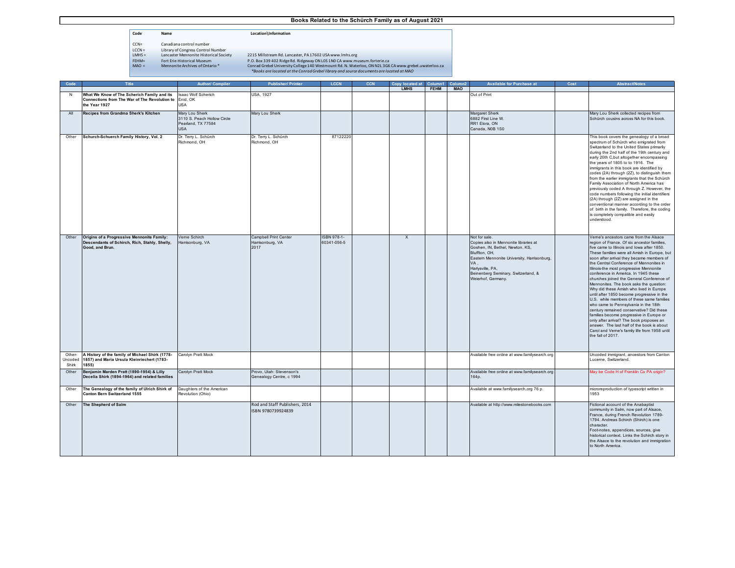# Books Related to the Schürch Family as of August 2021

| Code | Name | Location\Information |
|---|---|---|
| CCN= | Canadiana control number | |
| LCCN = | Library of Congress Control Number | |
| LMHS = | Lancaster Mennonite Historical Society | 2215 Millstream Rd. Lancaster, PA 17602 USA www.lmhs.org |
| FEHM= | Fort Erie Historical Museum | P.O. Box 339 402 Ridge Rd. Ridgeway ON L0S 1N0 CA www.museum.forterie.ca |
| MAO = | Mennonite Archives of Ontario * | Conrad Grebel University College 140 Westmount Rd. N. Waterloo, ON N2L 3G6 CA www.grebel.uwaterloo.ca<br>*Books are located at the Conrad Grebel library and source documents are located at MAO |

| Code | Title | Author/ Compiler | Publisher/ Printer | LCCN | CCN | Copy located at | Column1 | Column2 | Available for Purchase at | Cost | Abstract/Notes |
|---|---|---|---|---|---|---|---|---|---|---|---|
| | | | | | | LMHS | FEHM | MAO | | | |
| N | **What We Know of The Scherich Family and its Connections from The War of The Revolution to the Year 1927** | Isaac Wolf Scherich<br>Enid, OK<br>USA | USA, 1927 | | | | | | Out of Print | | |
| All | **Recipes from Grandma Sherk's Kitchen** | Mary Lou Sherk<br>3110 S. Peach Hollow Circle<br>Pearland, TX 77584<br>USA | Mary Lou Sherk | | | | | | Margaret Sherk<br>6882 First Line W.<br>RR1 Elora, ON<br>Canada, N0B 1S0 | | Mary Lou Sherk collected recipes from Schürch cousins across NA for this book. |
| Other | **Schurch-Schuerch Family History, Vol. 2** | Dr. Terry L. Schürch<br>Richmond, OH | Dr. Terry L. Schürch<br>Richmond, OH | 87122220 | | | | | | | This book covers the genealogy of a broad spectrum of Schürch who emigrated from Switzerland to the United States primarily during the 2nd half of the 19th century and early 20th C,but altogether encompassing the years of 1805 to to 1916. The immigrants in this book are identified by codes (2A) through (2Z), to distinguish them from the earlier immigrants that the Schürch Family Association of North America has previously coded A through Z. However, the code numbers following the initial identifiers (2A) through (2Z) are assigned in the conventional manner according to the order of birth in the family. Therefore, the coding is completely compatible and easily understood. |
| Other | **Origins of a Progressive Mennonite Family: Descendants of Schirch, Rich, Stahly, Shelly, Good, and Brun.** | Verne Schirch<br>Harrisonburg, VA | Campbell Print Center<br>Harrisonburg, VA<br>2017 | ISBN 978-1-60341-056-5 | | X | | | Not for sale.<br>Copies also in Mennonite libraries at Goshen, IN, Bethel, Newton, KS, Bluffton, OH,<br>Eastern Mennonite University, Harrisonburg, VA ,<br>Harlysville, PA,<br>Beinenberg Seminary, Switzerland, &<br>Weierhof, Germany. | | Verne's ancestors came from the Alsace region of France. Of six ancestor families, five came to Illinois and Iowa after 1850. These families were all Amish in Europe, but soon after arrival they became members of the Central Conference of Mennonites in Illinois-the most progressive Mennonite conference in America. In 1945 these churches joined the General Conference of Mennonites. The book asks the question: Why did these Amish who lived in Europe until after 1850 become progressive in the U.S. while members of these same families who came to Pennsylvania in the 18th century remained conservative? Did these families become progressive in Europe or only after arrival? The book proposes an answer. The last half of the book is about Carol and Verne's family life from 1958 until the fall of 2017. |
| Other-Uncoded Shirk | **A History of the family of Michael Shirk (1778-1857) and Maria Ursula Kleinriechert (1783-1855)** | Carolyn Pratt Mock | | | | | | | Available free online at www.familysearch.org | | Uncoded immigrant, ancestors from Canton Lucerne, Switzerland. |
| Other | **Benjamin Marden Pratt (1890-1954) & Lilly Decelia Shirk (1894-1964) and related families** | Carolyn Pratt Mock | Provo, Utah: Stevenson's Genealogy Centre, c 1994 | | | | | | Available free online at www.familysearch.org 164p. | | May be Code H of Franklin Co PA origin? |
| Other | **The Genealogy of the family of Ulrich Shirk of Canton Bern Switzerland 1555** | Daughters of the American Revolution (Ohio) | | | | | | | Available at www.familysearch,org 76 p. | | microreproduction of typescript written in 1953 |
| Other | **The Shepherd of Salm** | | Rod and Staff Publishers, 2014<br>ISBN 9780739924839 | | | | | | Available at http://www.milestonebooks.com | | Fictional account of the Anabaptist community in Salm, now part of Alsace, France, during French Revolution 1789-1794. Andreas Schirch (Shirch) is one character.<br>Foot-notes, appendices, sources, give historical context. Links the Schirch story in the Alsace to the revolution and immigration to North America. |